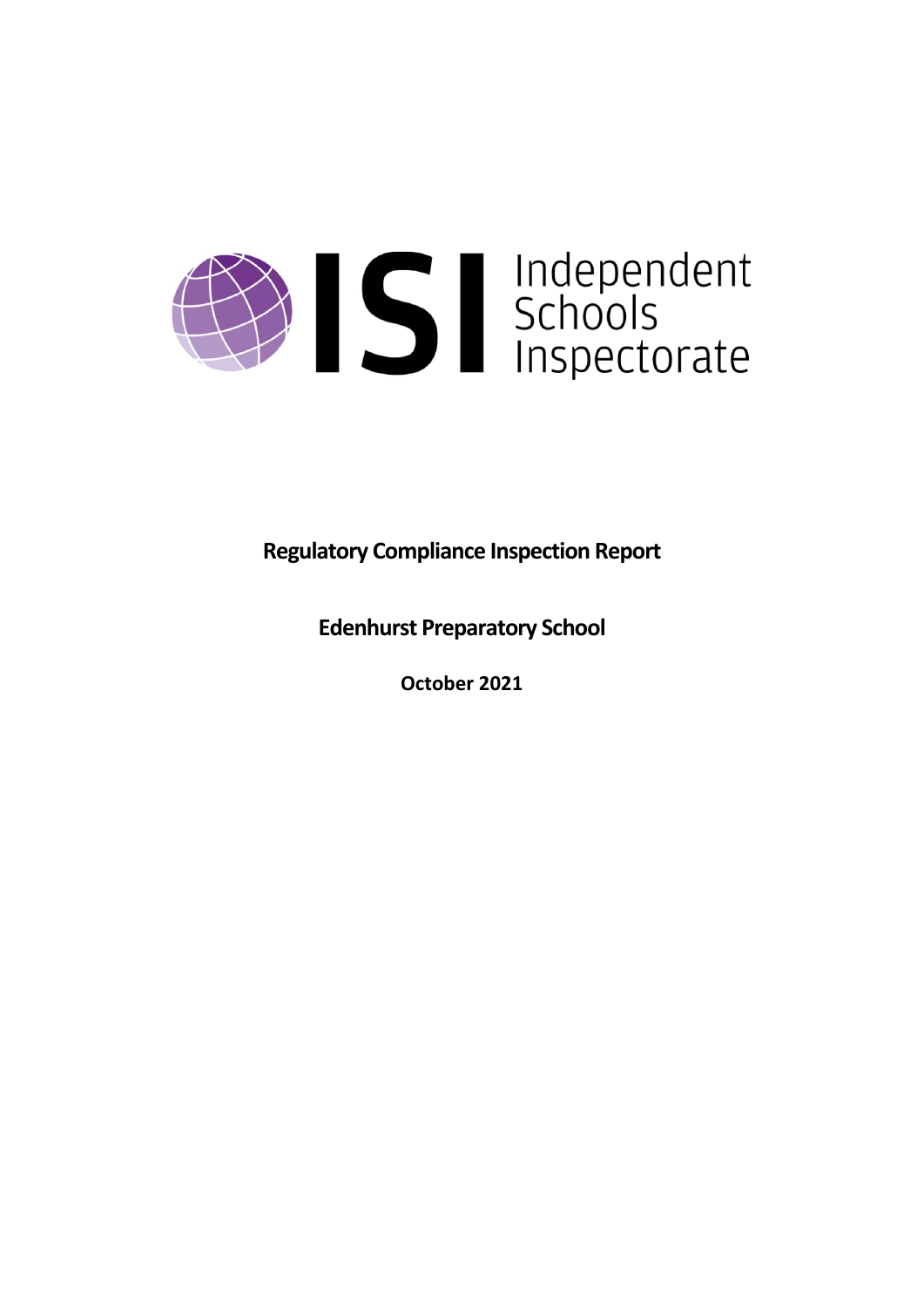Independent Schools Inspectorate

**Regulatory Compliance Inspection Report**

**Edenhurst Preparatory School**

**October 2021**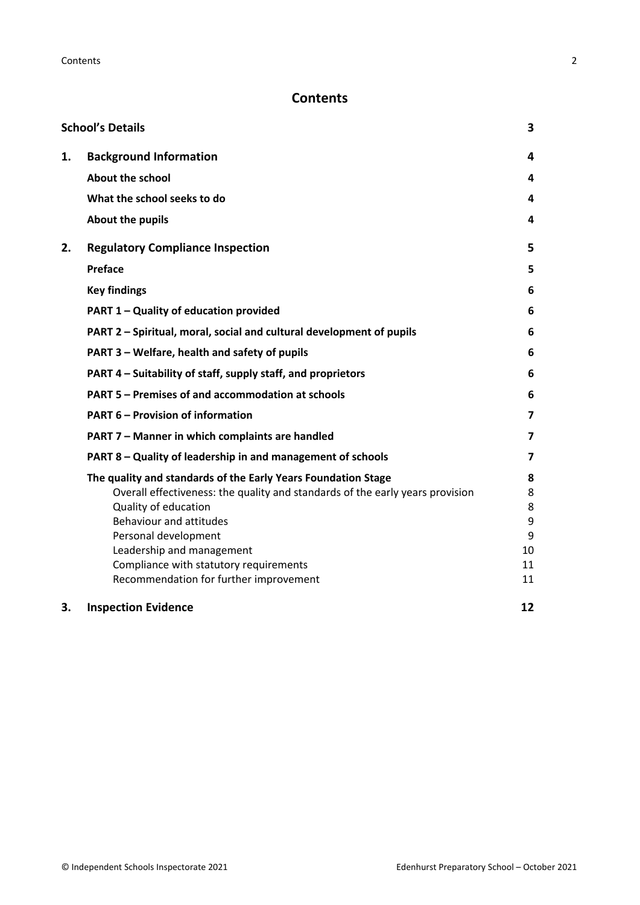# Contents

| | | |
|---|---|---|
| **School's Details** | | **3** |
| **1.** | **Background Information** | **4** |
| | **About the school** | **4** |
| | **What the school seeks to do** | **4** |
| | **About the pupils** | **4** |
| **2.** | **Regulatory Compliance Inspection** | **5** |
| | **Preface** | **5** |
| | **Key findings** | **6** |
| | **PART 1 – Quality of education provided** | **6** |
| | **PART 2 – Spiritual, moral, social and cultural development of pupils** | **6** |
| | **PART 3 – Welfare, health and safety of pupils** | **6** |
| | **PART 4 – Suitability of staff, supply staff, and proprietors** | **6** |
| | **PART 5 – Premises of and accommodation at schools** | **6** |
| | **PART 6 – Provision of information** | **7** |
| | **PART 7 – Manner in which complaints are handled** | **7** |
| | **PART 8 – Quality of leadership in and management of schools** | **7** |
| | **The quality and standards of the Early Years Foundation Stage** | **8** |
| | Overall effectiveness: the quality and standards of the early years provision | 8 |
| | Quality of education | 8 |
| | Behaviour and attitudes | 9 |
| | Personal development | 9 |
| | Leadership and management | 10 |
| | Compliance with statutory requirements | 11 |
| | Recommendation for further improvement | 11 |
| **3.** | **Inspection Evidence** | **12** |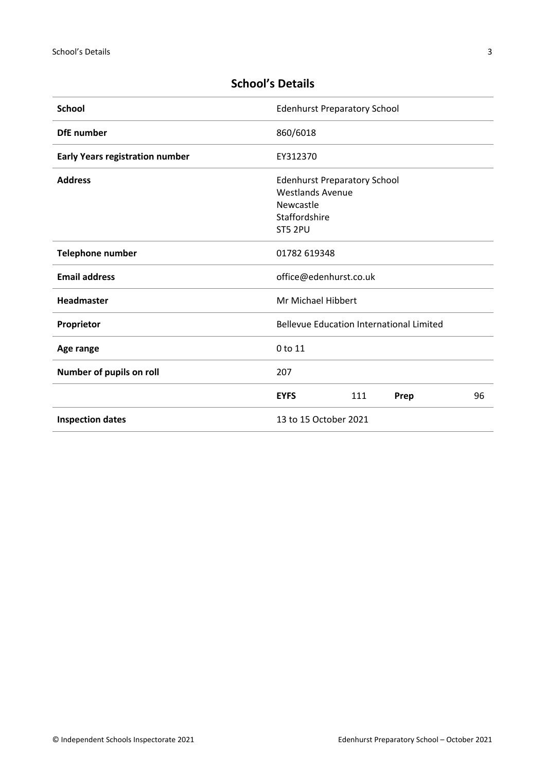## School's Details

| School | Edenhurst Preparatory School | | | |
|---|---|---|---|---|
| DfE number | 860/6018 | | | |
| Early Years registration number | EY312370 | | | |
| Address | Edenhurst Preparatory School<br>Westlands Avenue<br>Newcastle<br>Staffordshire<br>ST5 2PU | | | |
| Telephone number | 01782 619348 | | | |
| Email address | office@edenhurst.co.uk | | | |
| Headmaster | Mr Michael Hibbert | | | |
| Proprietor | Bellevue Education International Limited | | | |
| Age range | 0 to 11 | | | |
| Number of pupils on roll | 207 | | | |
| | **EYFS** | 111 | **Prep** | 96 |
| Inspection dates | 13 to 15 October 2021 | | | |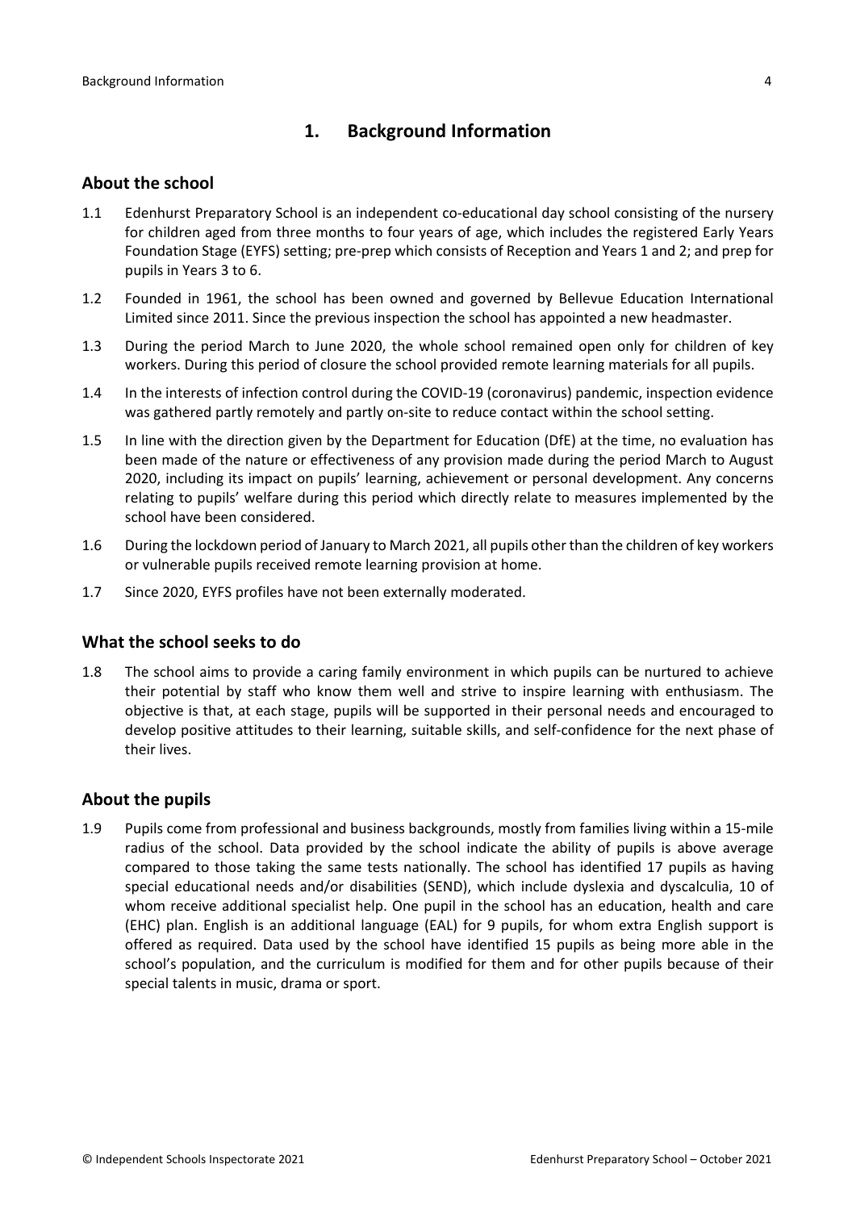## 1. Background Information

### About the school

1.1 Edenhurst Preparatory School is an independent co-educational day school consisting of the nursery for children aged from three months to four years of age, which includes the registered Early Years Foundation Stage (EYFS) setting; pre-prep which consists of Reception and Years 1 and 2; and prep for pupils in Years 3 to 6.

1.2 Founded in 1961, the school has been owned and governed by Bellevue Education International Limited since 2011. Since the previous inspection the school has appointed a new headmaster.

1.3 During the period March to June 2020, the whole school remained open only for children of key workers. During this period of closure the school provided remote learning materials for all pupils.

1.4 In the interests of infection control during the COVID-19 (coronavirus) pandemic, inspection evidence was gathered partly remotely and partly on-site to reduce contact within the school setting.

1.5 In line with the direction given by the Department for Education (DfE) at the time, no evaluation has been made of the nature or effectiveness of any provision made during the period March to August 2020, including its impact on pupils' learning, achievement or personal development. Any concerns relating to pupils' welfare during this period which directly relate to measures implemented by the school have been considered.

1.6 During the lockdown period of January to March 2021, all pupils other than the children of key workers or vulnerable pupils received remote learning provision at home.

1.7 Since 2020, EYFS profiles have not been externally moderated.

### What the school seeks to do

1.8 The school aims to provide a caring family environment in which pupils can be nurtured to achieve their potential by staff who know them well and strive to inspire learning with enthusiasm. The objective is that, at each stage, pupils will be supported in their personal needs and encouraged to develop positive attitudes to their learning, suitable skills, and self-confidence for the next phase of their lives.

### About the pupils

1.9 Pupils come from professional and business backgrounds, mostly from families living within a 15-mile radius of the school. Data provided by the school indicate the ability of pupils is above average compared to those taking the same tests nationally. The school has identified 17 pupils as having special educational needs and/or disabilities (SEND), which include dyslexia and dyscalculia, 10 of whom receive additional specialist help. One pupil in the school has an education, health and care (EHC) plan. English is an additional language (EAL) for 9 pupils, for whom extra English support is offered as required. Data used by the school have identified 15 pupils as being more able in the school's population, and the curriculum is modified for them and for other pupils because of their special talents in music, drama or sport.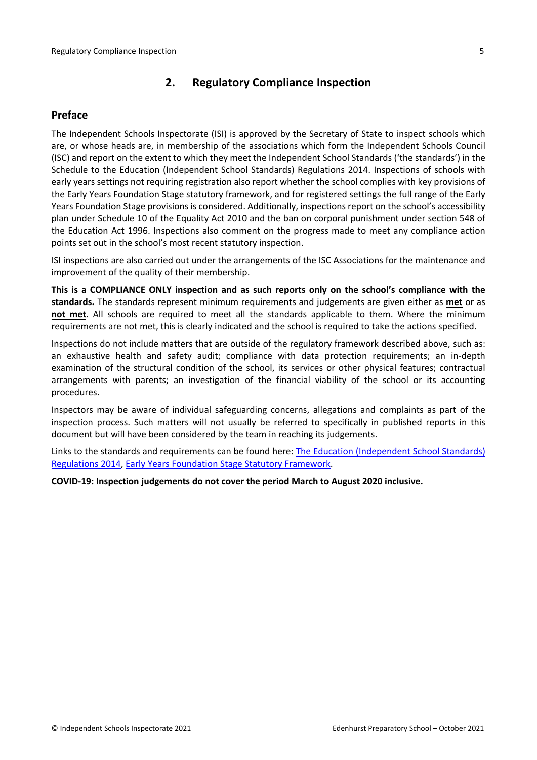## 2. Regulatory Compliance Inspection

### Preface

The Independent Schools Inspectorate (ISI) is approved by the Secretary of State to inspect schools which are, or whose heads are, in membership of the associations which form the Independent Schools Council (ISC) and report on the extent to which they meet the Independent School Standards ('the standards') in the Schedule to the Education (Independent School Standards) Regulations 2014. Inspections of schools with early years settings not requiring registration also report whether the school complies with key provisions of the Early Years Foundation Stage statutory framework, and for registered settings the full range of the Early Years Foundation Stage provisions is considered. Additionally, inspections report on the school's accessibility plan under Schedule 10 of the Equality Act 2010 and the ban on corporal punishment under section 548 of the Education Act 1996. Inspections also comment on the progress made to meet any compliance action points set out in the school's most recent statutory inspection.

ISI inspections are also carried out under the arrangements of the ISC Associations for the maintenance and improvement of the quality of their membership.

**This is a COMPLIANCE ONLY inspection and as such reports only on the school's compliance with the standards.** The standards represent minimum requirements and judgements are given either as **met** or as **not met**. All schools are required to meet all the standards applicable to them. Where the minimum requirements are not met, this is clearly indicated and the school is required to take the actions specified.

Inspections do not include matters that are outside of the regulatory framework described above, such as: an exhaustive health and safety audit; compliance with data protection requirements; an in-depth examination of the structural condition of the school, its services or other physical features; contractual arrangements with parents; an investigation of the financial viability of the school or its accounting procedures.

Inspectors may be aware of individual safeguarding concerns, allegations and complaints as part of the inspection process. Such matters will not usually be referred to specifically in published reports in this document but will have been considered by the team in reaching its judgements.

Links to the standards and requirements can be found here: The Education (Independent School Standards) Regulations 2014, Early Years Foundation Stage Statutory Framework.

**COVID-19: Inspection judgements do not cover the period March to August 2020 inclusive.**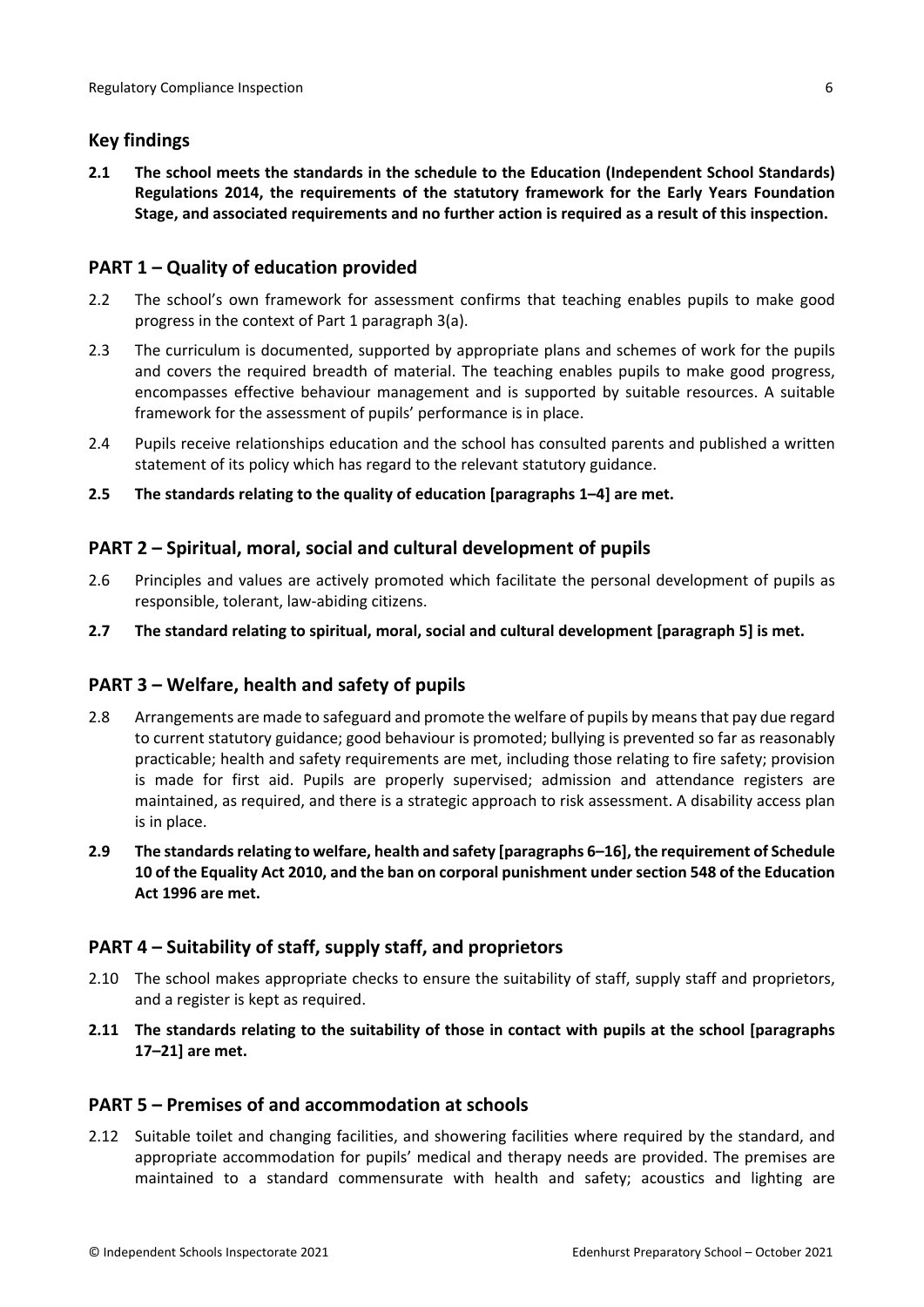## Key findings

**2.1 The school meets the standards in the schedule to the Education (Independent School Standards) Regulations 2014, the requirements of the statutory framework for the Early Years Foundation Stage, and associated requirements and no further action is required as a result of this inspection.**

## PART 1 – Quality of education provided

2.2 The school's own framework for assessment confirms that teaching enables pupils to make good progress in the context of Part 1 paragraph 3(a).

2.3 The curriculum is documented, supported by appropriate plans and schemes of work for the pupils and covers the required breadth of material. The teaching enables pupils to make good progress, encompasses effective behaviour management and is supported by suitable resources. A suitable framework for the assessment of pupils' performance is in place.

2.4 Pupils receive relationships education and the school has consulted parents and published a written statement of its policy which has regard to the relevant statutory guidance.

**2.5 The standards relating to the quality of education [paragraphs 1–4] are met.**

## PART 2 – Spiritual, moral, social and cultural development of pupils

2.6 Principles and values are actively promoted which facilitate the personal development of pupils as responsible, tolerant, law-abiding citizens.

**2.7 The standard relating to spiritual, moral, social and cultural development [paragraph 5] is met.**

## PART 3 – Welfare, health and safety of pupils

2.8 Arrangements are made to safeguard and promote the welfare of pupils by means that pay due regard to current statutory guidance; good behaviour is promoted; bullying is prevented so far as reasonably practicable; health and safety requirements are met, including those relating to fire safety; provision is made for first aid. Pupils are properly supervised; admission and attendance registers are maintained, as required, and there is a strategic approach to risk assessment. A disability access plan is in place.

**2.9 The standards relating to welfare, health and safety [paragraphs 6–16], the requirement of Schedule 10 of the Equality Act 2010, and the ban on corporal punishment under section 548 of the Education Act 1996 are met.**

## PART 4 – Suitability of staff, supply staff, and proprietors

2.10 The school makes appropriate checks to ensure the suitability of staff, supply staff and proprietors, and a register is kept as required.

**2.11 The standards relating to the suitability of those in contact with pupils at the school [paragraphs 17–21] are met.**

## PART 5 – Premises of and accommodation at schools

2.12 Suitable toilet and changing facilities, and showering facilities where required by the standard, and appropriate accommodation for pupils' medical and therapy needs are provided. The premises are maintained to a standard commensurate with health and safety; acoustics and lighting are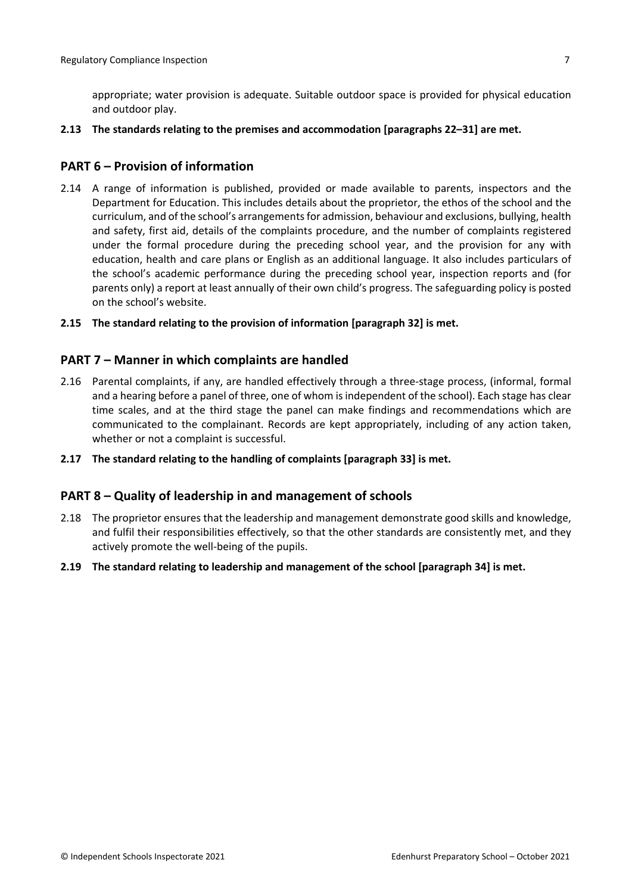appropriate; water provision is adequate. Suitable outdoor space is provided for physical education and outdoor play.

**2.13 The standards relating to the premises and accommodation [paragraphs 22–31] are met.**

## PART 6 – Provision of information

2.14 A range of information is published, provided or made available to parents, inspectors and the Department for Education. This includes details about the proprietor, the ethos of the school and the curriculum, and of the school's arrangements for admission, behaviour and exclusions, bullying, health and safety, first aid, details of the complaints procedure, and the number of complaints registered under the formal procedure during the preceding school year, and the provision for any with education, health and care plans or English as an additional language. It also includes particulars of the school's academic performance during the preceding school year, inspection reports and (for parents only) a report at least annually of their own child's progress. The safeguarding policy is posted on the school's website.

**2.15 The standard relating to the provision of information [paragraph 32] is met.**

## PART 7 – Manner in which complaints are handled

2.16 Parental complaints, if any, are handled effectively through a three-stage process, (informal, formal and a hearing before a panel of three, one of whom is independent of the school). Each stage has clear time scales, and at the third stage the panel can make findings and recommendations which are communicated to the complainant. Records are kept appropriately, including of any action taken, whether or not a complaint is successful.

**2.17 The standard relating to the handling of complaints [paragraph 33] is met.**

## PART 8 – Quality of leadership in and management of schools

2.18 The proprietor ensures that the leadership and management demonstrate good skills and knowledge, and fulfil their responsibilities effectively, so that the other standards are consistently met, and they actively promote the well-being of the pupils.

**2.19 The standard relating to leadership and management of the school [paragraph 34] is met.**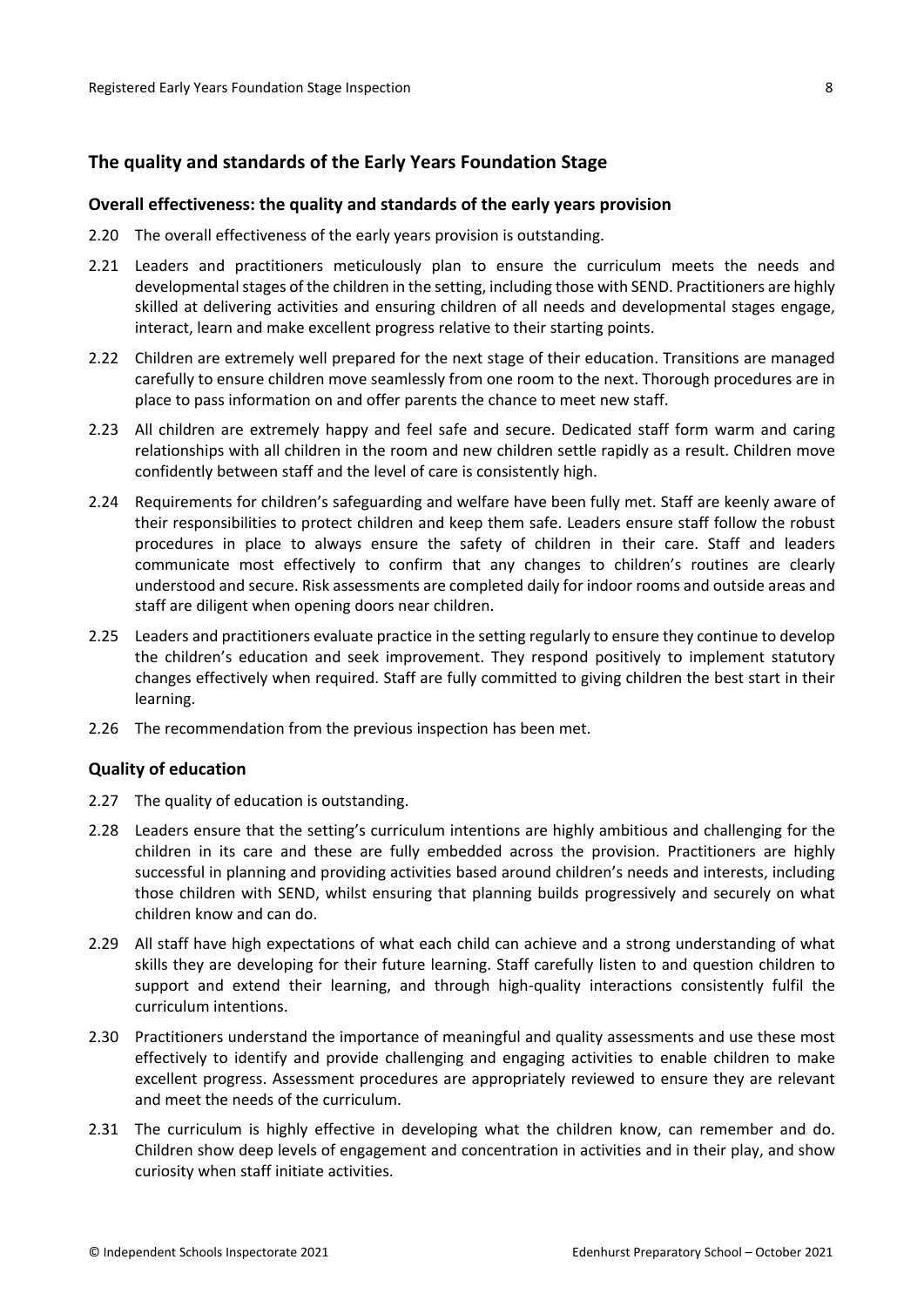## The quality and standards of the Early Years Foundation Stage

### Overall effectiveness: the quality and standards of the early years provision

2.20 The overall effectiveness of the early years provision is outstanding.

2.21 Leaders and practitioners meticulously plan to ensure the curriculum meets the needs and developmental stages of the children in the setting, including those with SEND. Practitioners are highly skilled at delivering activities and ensuring children of all needs and developmental stages engage, interact, learn and make excellent progress relative to their starting points.

2.22 Children are extremely well prepared for the next stage of their education. Transitions are managed carefully to ensure children move seamlessly from one room to the next. Thorough procedures are in place to pass information on and offer parents the chance to meet new staff.

2.23 All children are extremely happy and feel safe and secure. Dedicated staff form warm and caring relationships with all children in the room and new children settle rapidly as a result. Children move confidently between staff and the level of care is consistently high.

2.24 Requirements for children's safeguarding and welfare have been fully met. Staff are keenly aware of their responsibilities to protect children and keep them safe. Leaders ensure staff follow the robust procedures in place to always ensure the safety of children in their care. Staff and leaders communicate most effectively to confirm that any changes to children's routines are clearly understood and secure. Risk assessments are completed daily for indoor rooms and outside areas and staff are diligent when opening doors near children.

2.25 Leaders and practitioners evaluate practice in the setting regularly to ensure they continue to develop the children's education and seek improvement. They respond positively to implement statutory changes effectively when required. Staff are fully committed to giving children the best start in their learning.

2.26 The recommendation from the previous inspection has been met.

### Quality of education

2.27 The quality of education is outstanding.

2.28 Leaders ensure that the setting's curriculum intentions are highly ambitious and challenging for the children in its care and these are fully embedded across the provision. Practitioners are highly successful in planning and providing activities based around children's needs and interests, including those children with SEND, whilst ensuring that planning builds progressively and securely on what children know and can do.

2.29 All staff have high expectations of what each child can achieve and a strong understanding of what skills they are developing for their future learning. Staff carefully listen to and question children to support and extend their learning, and through high-quality interactions consistently fulfil the curriculum intentions.

2.30 Practitioners understand the importance of meaningful and quality assessments and use these most effectively to identify and provide challenging and engaging activities to enable children to make excellent progress. Assessment procedures are appropriately reviewed to ensure they are relevant and meet the needs of the curriculum.

2.31 The curriculum is highly effective in developing what the children know, can remember and do. Children show deep levels of engagement and concentration in activities and in their play, and show curiosity when staff initiate activities.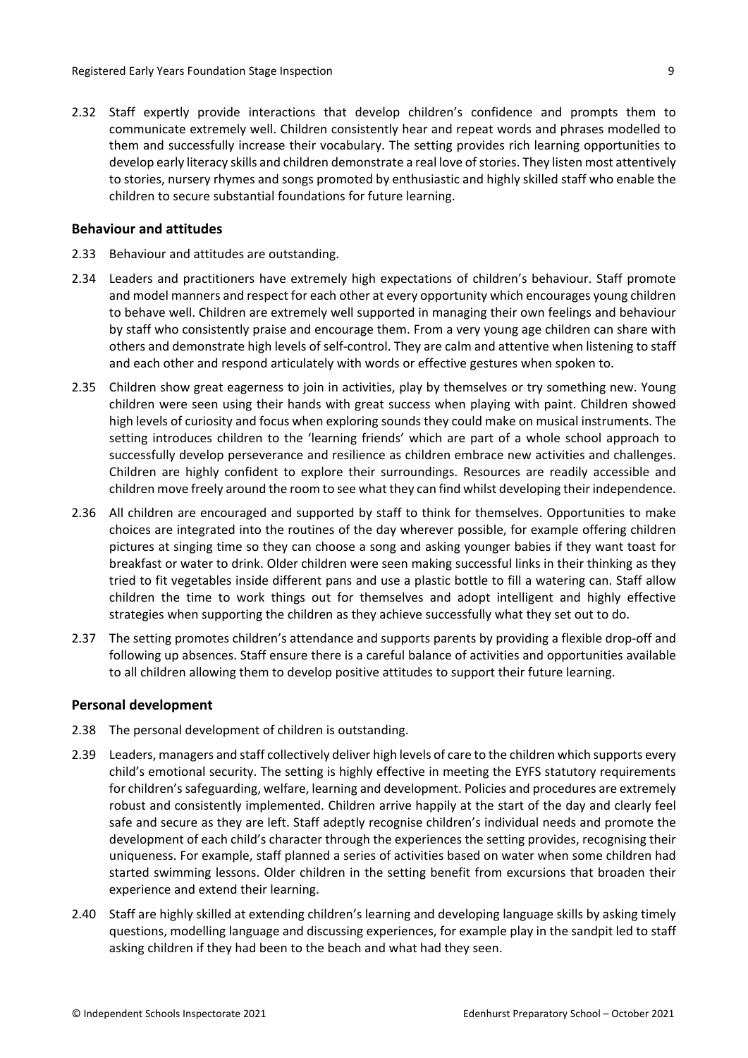2.32 Staff expertly provide interactions that develop children's confidence and prompts them to communicate extremely well. Children consistently hear and repeat words and phrases modelled to them and successfully increase their vocabulary. The setting provides rich learning opportunities to develop early literacy skills and children demonstrate a real love of stories. They listen most attentively to stories, nursery rhymes and songs promoted by enthusiastic and highly skilled staff who enable the children to secure substantial foundations for future learning.

### Behaviour and attitudes

2.33 Behaviour and attitudes are outstanding.

2.34 Leaders and practitioners have extremely high expectations of children's behaviour. Staff promote and model manners and respect for each other at every opportunity which encourages young children to behave well. Children are extremely well supported in managing their own feelings and behaviour by staff who consistently praise and encourage them. From a very young age children can share with others and demonstrate high levels of self-control. They are calm and attentive when listening to staff and each other and respond articulately with words or effective gestures when spoken to.

2.35 Children show great eagerness to join in activities, play by themselves or try something new. Young children were seen using their hands with great success when playing with paint. Children showed high levels of curiosity and focus when exploring sounds they could make on musical instruments. The setting introduces children to the 'learning friends' which are part of a whole school approach to successfully develop perseverance and resilience as children embrace new activities and challenges. Children are highly confident to explore their surroundings. Resources are readily accessible and children move freely around the room to see what they can find whilst developing their independence.

2.36 All children are encouraged and supported by staff to think for themselves. Opportunities to make choices are integrated into the routines of the day wherever possible, for example offering children pictures at singing time so they can choose a song and asking younger babies if they want toast for breakfast or water to drink. Older children were seen making successful links in their thinking as they tried to fit vegetables inside different pans and use a plastic bottle to fill a watering can. Staff allow children the time to work things out for themselves and adopt intelligent and highly effective strategies when supporting the children as they achieve successfully what they set out to do.

2.37 The setting promotes children's attendance and supports parents by providing a flexible drop-off and following up absences. Staff ensure there is a careful balance of activities and opportunities available to all children allowing them to develop positive attitudes to support their future learning.

### Personal development

2.38 The personal development of children is outstanding.

2.39 Leaders, managers and staff collectively deliver high levels of care to the children which supports every child's emotional security. The setting is highly effective in meeting the EYFS statutory requirements for children's safeguarding, welfare, learning and development. Policies and procedures are extremely robust and consistently implemented. Children arrive happily at the start of the day and clearly feel safe and secure as they are left. Staff adeptly recognise children's individual needs and promote the development of each child's character through the experiences the setting provides, recognising their uniqueness. For example, staff planned a series of activities based on water when some children had started swimming lessons. Older children in the setting benefit from excursions that broaden their experience and extend their learning.

2.40 Staff are highly skilled at extending children's learning and developing language skills by asking timely questions, modelling language and discussing experiences, for example play in the sandpit led to staff asking children if they had been to the beach and what had they seen.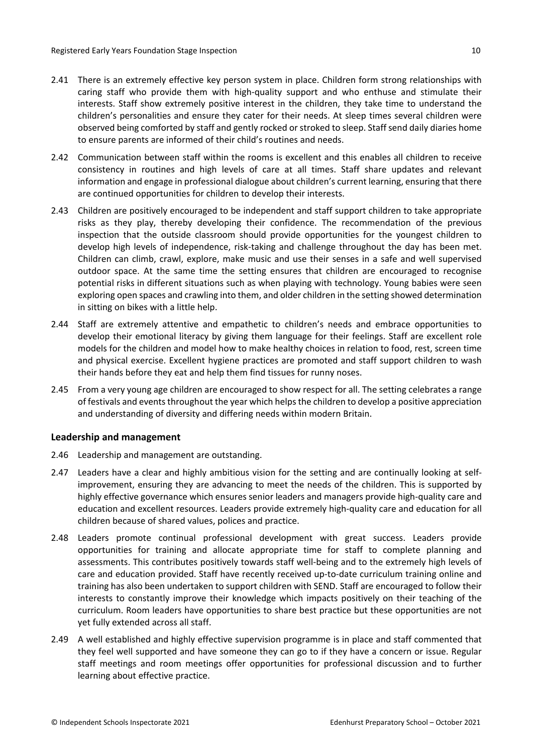2.41 There is an extremely effective key person system in place. Children form strong relationships with caring staff who provide them with high-quality support and who enthuse and stimulate their interests. Staff show extremely positive interest in the children, they take time to understand the children's personalities and ensure they cater for their needs. At sleep times several children were observed being comforted by staff and gently rocked or stroked to sleep. Staff send daily diaries home to ensure parents are informed of their child's routines and needs.

2.42 Communication between staff within the rooms is excellent and this enables all children to receive consistency in routines and high levels of care at all times. Staff share updates and relevant information and engage in professional dialogue about children's current learning, ensuring that there are continued opportunities for children to develop their interests.

2.43 Children are positively encouraged to be independent and staff support children to take appropriate risks as they play, thereby developing their confidence. The recommendation of the previous inspection that the outside classroom should provide opportunities for the youngest children to develop high levels of independence, risk-taking and challenge throughout the day has been met. Children can climb, crawl, explore, make music and use their senses in a safe and well supervised outdoor space. At the same time the setting ensures that children are encouraged to recognise potential risks in different situations such as when playing with technology. Young babies were seen exploring open spaces and crawling into them, and older children in the setting showed determination in sitting on bikes with a little help.

2.44 Staff are extremely attentive and empathetic to children's needs and embrace opportunities to develop their emotional literacy by giving them language for their feelings. Staff are excellent role models for the children and model how to make healthy choices in relation to food, rest, screen time and physical exercise. Excellent hygiene practices are promoted and staff support children to wash their hands before they eat and help them find tissues for runny noses.

2.45 From a very young age children are encouraged to show respect for all. The setting celebrates a range of festivals and events throughout the year which helps the children to develop a positive appreciation and understanding of diversity and differing needs within modern Britain.

### Leadership and management

2.46 Leadership and management are outstanding.

2.47 Leaders have a clear and highly ambitious vision for the setting and are continually looking at self-improvement, ensuring they are advancing to meet the needs of the children. This is supported by highly effective governance which ensures senior leaders and managers provide high-quality care and education and excellent resources. Leaders provide extremely high-quality care and education for all children because of shared values, polices and practice.

2.48 Leaders promote continual professional development with great success. Leaders provide opportunities for training and allocate appropriate time for staff to complete planning and assessments. This contributes positively towards staff well-being and to the extremely high levels of care and education provided. Staff have recently received up-to-date curriculum training online and training has also been undertaken to support children with SEND. Staff are encouraged to follow their interests to constantly improve their knowledge which impacts positively on their teaching of the curriculum. Room leaders have opportunities to share best practice but these opportunities are not yet fully extended across all staff.

2.49 A well established and highly effective supervision programme is in place and staff commented that they feel well supported and have someone they can go to if they have a concern or issue. Regular staff meetings and room meetings offer opportunities for professional discussion and to further learning about effective practice.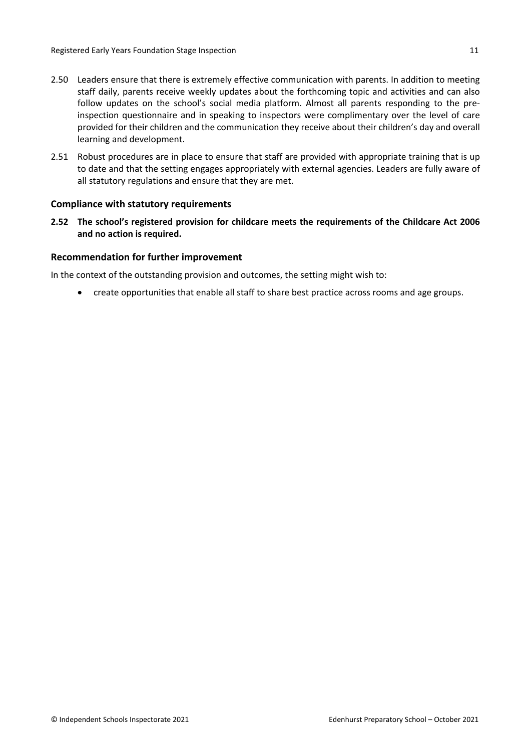2.50 Leaders ensure that there is extremely effective communication with parents. In addition to meeting staff daily, parents receive weekly updates about the forthcoming topic and activities and can also follow updates on the school's social media platform. Almost all parents responding to the pre-inspection questionnaire and in speaking to inspectors were complimentary over the level of care provided for their children and the communication they receive about their children's day and overall learning and development.

2.51 Robust procedures are in place to ensure that staff are provided with appropriate training that is up to date and that the setting engages appropriately with external agencies. Leaders are fully aware of all statutory regulations and ensure that they are met.

### Compliance with statutory requirements

**2.52 The school's registered provision for childcare meets the requirements of the Childcare Act 2006 and no action is required.**

### Recommendation for further improvement

In the context of the outstanding provision and outcomes, the setting might wish to:

- create opportunities that enable all staff to share best practice across rooms and age groups.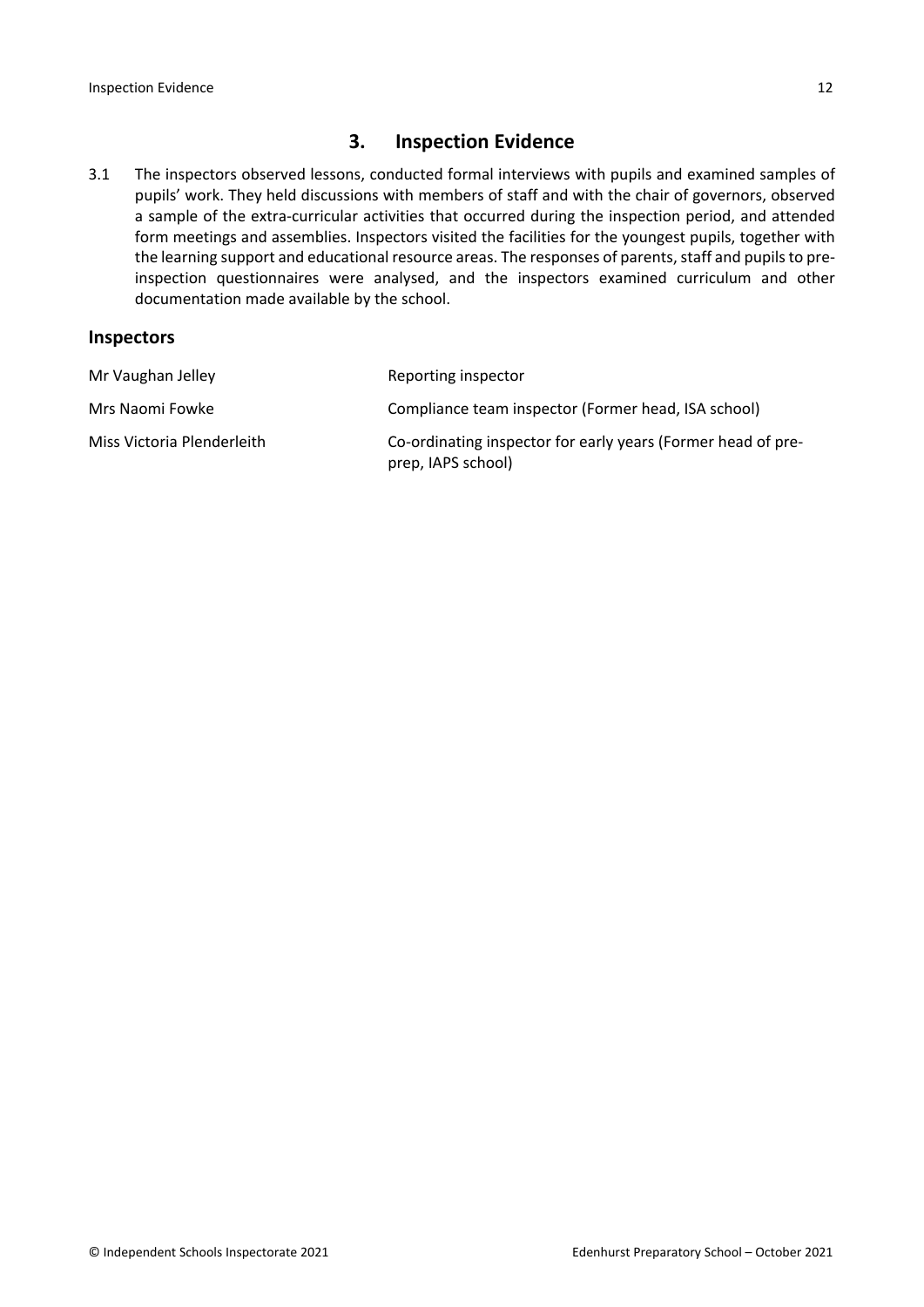## 3. Inspection Evidence

3.1 The inspectors observed lessons, conducted formal interviews with pupils and examined samples of pupils' work. They held discussions with members of staff and with the chair of governors, observed a sample of the extra-curricular activities that occurred during the inspection period, and attended form meetings and assemblies. Inspectors visited the facilities for the youngest pupils, together with the learning support and educational resource areas. The responses of parents, staff and pupils to pre-inspection questionnaires were analysed, and the inspectors examined curriculum and other documentation made available by the school.

### Inspectors

| | |
|---|---|
| Mr Vaughan Jelley | Reporting inspector |
| Mrs Naomi Fowke | Compliance team inspector (Former head, ISA school) |
| Miss Victoria Plenderleith | Co-ordinating inspector for early years (Former head of pre-prep, IAPS school) |